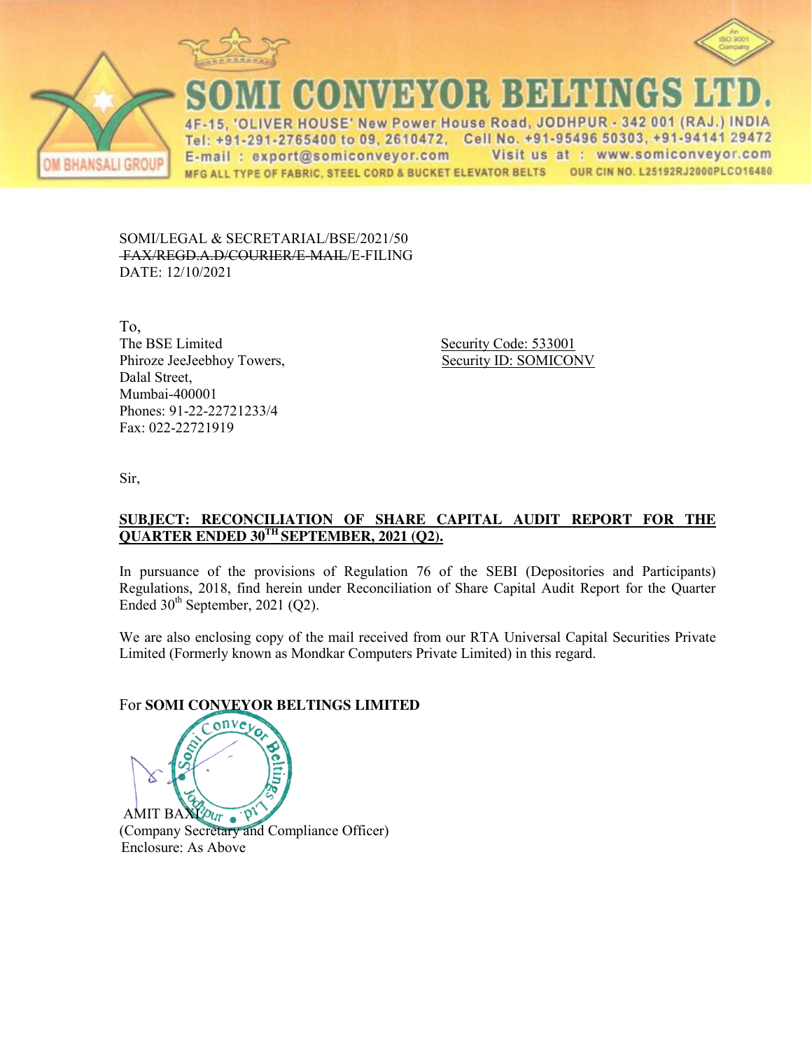# SOMI CONVEYOR BELTINGS LTD.

OM BHANSALI GROUP

4F-15, 'OLIVER HOUSE' New Power House Road, JODHPUR - 342 001 (RAJ.) INDIA
Tel: +91-291-2765400 to 09, 2610472, Cell No. +91-95496 50303, +91-94141 29472
E-mail : export@somiconveyor.com Visit us at : www.somiconveyor.com
MFG ALL TYPE OF FABRIC, STEEL CORD & BUCKET ELEVATOR BELTS OUR CIN NO. L25192RJ2000PLC016480

SOMI/LEGAL & SECRETARIAL/BSE/2021/50
~~FAX/REGD.A.D/COURIER/E-MAIL~~/E-FILING
DATE: 12/10/2021

To,
The BSE Limited
Phiroze JeeJeebhoy Towers,
Dalal Street,
Mumbai-400001
Phones: 91-22-22721233/4
Fax: 022-22721919

Security Code: 533001
Security ID: SOMICONV

Sir,

**SUBJECT: RECONCILIATION OF SHARE CAPITAL AUDIT REPORT FOR THE QUARTER ENDED 30TH SEPTEMBER, 2021 (Q2).**

In pursuance of the provisions of Regulation 76 of the SEBI (Depositories and Participants) Regulations, 2018, find herein under Reconciliation of Share Capital Audit Report for the Quarter Ended 30th September, 2021 (Q2).

We are also enclosing copy of the mail received from our RTA Universal Capital Securities Private Limited (Formerly known as Mondkar Computers Private Limited) in this regard.

For **SOMI CONVEYOR BELTINGS LIMITED**

AMIT BAXI
(Company Secretary and Compliance Officer)
Enclosure: As Above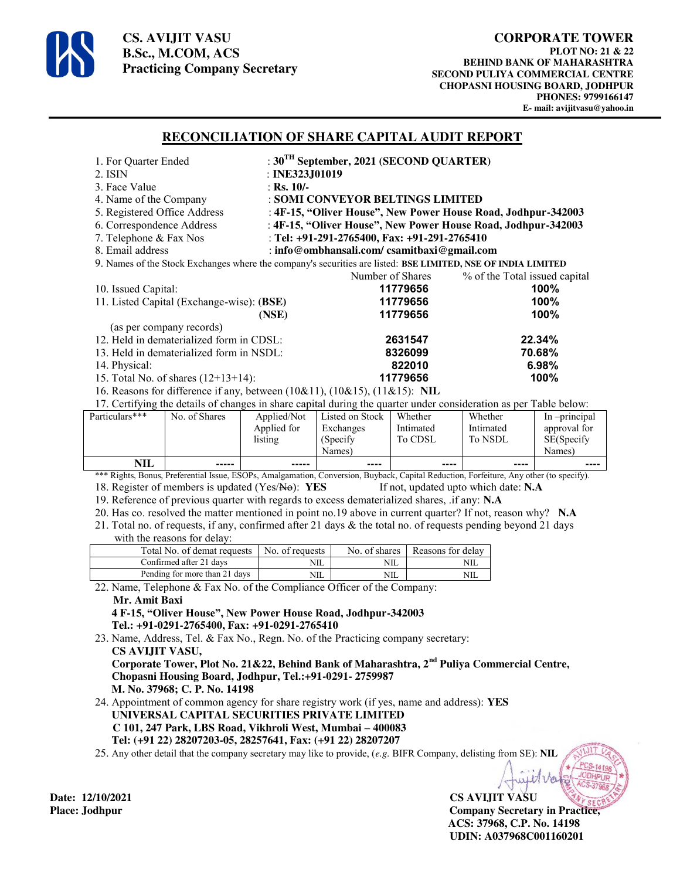**CS. AVIJIT VASU**
**B.Sc., M.COM, ACS**
**Practicing Company Secretary**

**CORPORATE TOWER**
**PLOT NO: 21 & 22**
**BEHIND BANK OF MAHARASHTRA**
**SECOND PULIYA COMMERCIAL CENTRE**
**CHOPASNI HOUSING BOARD, JODHPUR**
**PHONES: 9799166147**
**E- mail: avijitvasu@yahoo.in**

## RECONCILIATION OF SHARE CAPITAL AUDIT REPORT

1. For Quarter Ended : **30TH September, 2021 (SECOND QUARTER)**
2. ISIN : **INE323J01019**
3. Face Value : **Rs. 10/-**
4. Name of the Company : **SOMI CONVEYOR BELTINGS LIMITED**
5. Registered Office Address : **4F-15, "Oliver House", New Power House Road, Jodhpur-342003**
6. Correspondence Address : **4F-15, "Oliver House", New Power House Road, Jodhpur-342003**
7. Telephone & Fax Nos : **Tel: +91-291-2765400, Fax: +91-291-2765410**
8. Email address : **info@ombhansali.com/ csamitbaxi@gmail.com**
9. Names of the Stock Exchanges where the company's securities are listed: **BSE LIMITED, NSE OF INDIA LIMITED**

| | Number of Shares | % of the Total issued capital |
|---|---|---|
| 10. Issued Capital: | **11779656** | **100%** |
| 11. Listed Capital (Exchange-wise): **(BSE)** | **11779656** | **100%** |
| **(NSE)** | **11779656** | **100%** |
| (as per company records) | | |
| 12. Held in dematerialized form in CDSL: | **2631547** | **22.34%** |
| 13. Held in dematerialized form in NSDL: | **8326099** | **70.68%** |
| 14. Physical: | **822010** | **6.98%** |
| 15. Total No. of shares (12+13+14): | **11779656** | **100%** |

16. Reasons for difference if any, between (10&11), (10&15), (11&15): **NIL**
17. Certifying the details of changes in share capital during the quarter under consideration as per Table below:

| Particulars*** | No. of Shares | Applied/Not Applied for listing | Listed on Stock Exchanges (Specify Names) | Whether Intimated To CDSL | Whether Intimated To NSDL | In –principal approval for SE(Specify Names) |
|---|---|---|---|---|---|---|
| **NIL** | ----- | ----- | ---- | ---- | ---- | ---- |

*** Rights, Bonus, Preferential Issue, ESOPs, Amalgamation, Conversion, Buyback, Capital Reduction, Forfeiture, Any other (to specify).

18. Register of members is updated (Yes/~~No~~): **YES** If not, updated upto which date: **N.A**
19. Reference of previous quarter with regards to excess dematerialized shares, .if any: **N.A**
20. Has co. resolved the matter mentioned in point no.19 above in current quarter? If not, reason why? **N.A**
21. Total no. of requests, if any, confirmed after 21 days & the total no. of requests pending beyond 21 days with the reasons for delay:

| Total No. of demat requests | No. of requests | No. of shares | Reasons for delay |
|---|---|---|---|
| Confirmed after 21 days | NIL | NIL | NIL |
| Pending for more than 21 days | NIL | NIL | NIL |

22. Name, Telephone & Fax No. of the Compliance Officer of the Company:
    **Mr. Amit Baxi**
    **4 F-15, "Oliver House", New Power House Road, Jodhpur-342003**
    **Tel.: +91-0291-2765400, Fax: +91-0291-2765410**
23. Name, Address, Tel. & Fax No., Regn. No. of the Practicing company secretary:
    **CS AVIJIT VASU,**
    **Corporate Tower, Plot No. 21&22, Behind Bank of Maharashtra, 2nd Puliya Commercial Centre, Chopasni Housing Board, Jodhpur, Tel.:+91-0291- 2759987**
    **M. No. 37968; C. P. No. 14198**
24. Appointment of common agency for share registry work (if yes, name and address): **YES**
    **UNIVERSAL CAPITAL SECURITIES PRIVATE LIMITED**
    **C 101, 247 Park, LBS Road, Vikhroli West, Mumbai – 400083**
    **Tel: (+91 22) 28207203-05, 28257641, Fax: (+91 22) 28207207**
25. Any other detail that the company secretary may like to provide, (*e.g.* BIFR Company, delisting from SE): **NIL**

**Date: 12/10/2021**
**Place: Jodhpur**

**CS AVIJIT VASU**
**Company Secretary in Practice,**
**ACS: 37968, C.P. No. 14198**
**UDIN: A037968C001160201**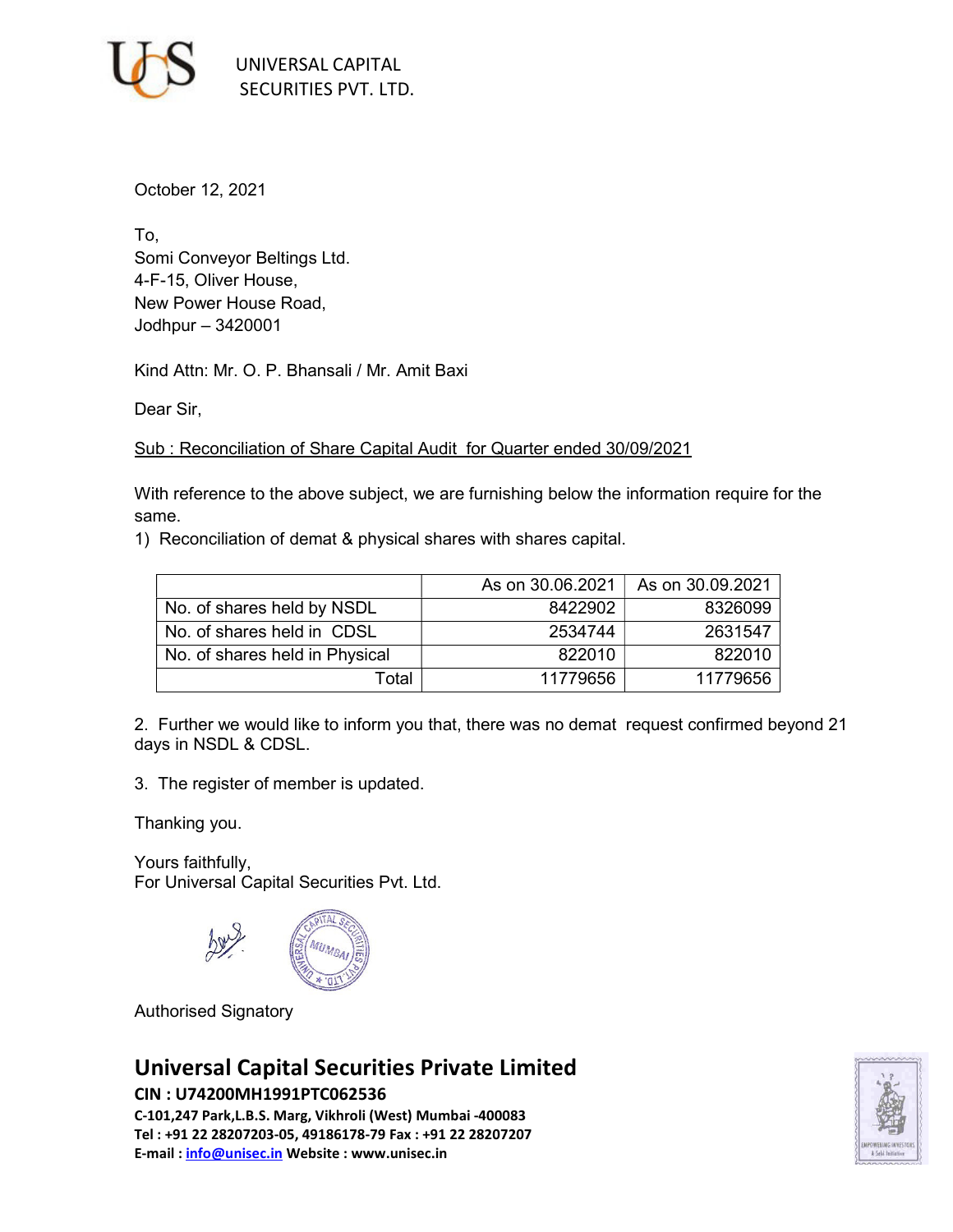UNIVERSAL CAPITAL SECURITIES PVT. LTD.

October 12, 2021

To,
Somi Conveyor Beltings Ltd.
4-F-15, Oliver House,
New Power House Road,
Jodhpur – 3420001

Kind Attn: Mr. O. P. Bhansali / Mr. Amit Baxi

Dear Sir,

Sub : Reconciliation of Share Capital Audit for Quarter ended 30/09/2021

With reference to the above subject, we are furnishing below the information require for the same.

1) Reconciliation of demat & physical shares with shares capital.

| | As on 30.06.2021 | As on 30.09.2021 |
|---|---|---|
| No. of shares held by NSDL | 8422902 | 8326099 |
| No. of shares held in CDSL | 2534744 | 2631547 |
| No. of shares held in Physical | 822010 | 822010 |
| Total | 11779656 | 11779656 |

2. Further we would like to inform you that, there was no demat request confirmed beyond 21 days in NSDL & CDSL.

3. The register of member is updated.

Thanking you.

Yours faithfully,
For Universal Capital Securities Pvt. Ltd.

Authorised Signatory

**Universal Capital Securities Private Limited**
**CIN : U74200MH1991PTC062536**
**C-101,247 Park,L.B.S. Marg, Vikhroli (West) Mumbai -400083**
**Tel : +91 22 28207203-05, 49186178-79 Fax : +91 22 28207207**
**E-mail : info@unisec.in Website : www.unisec.in**